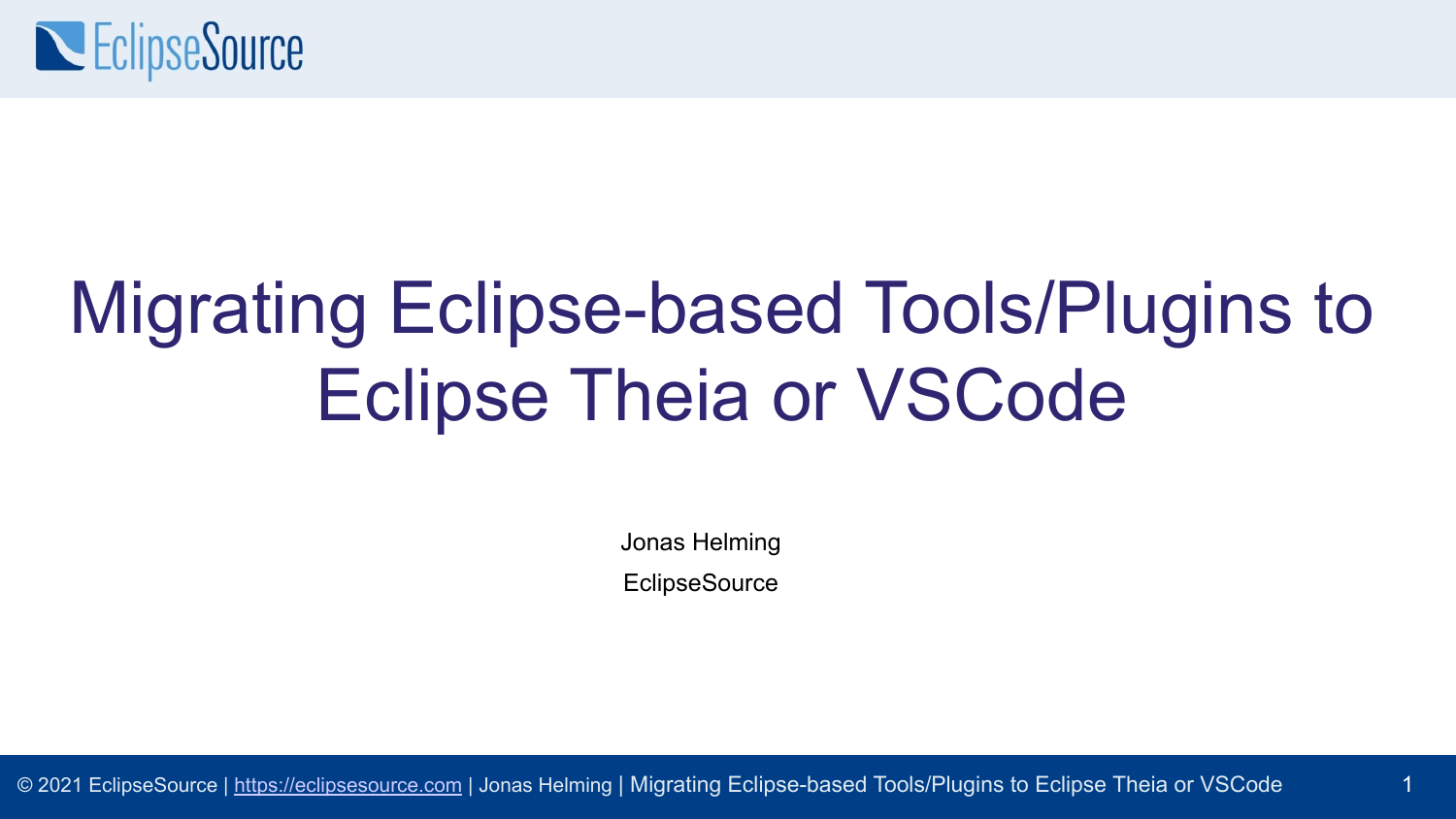# Migrating Eclipse-based Tools/Plugins to Eclipse Theia or VSCode

Jonas Helming

EclipseSource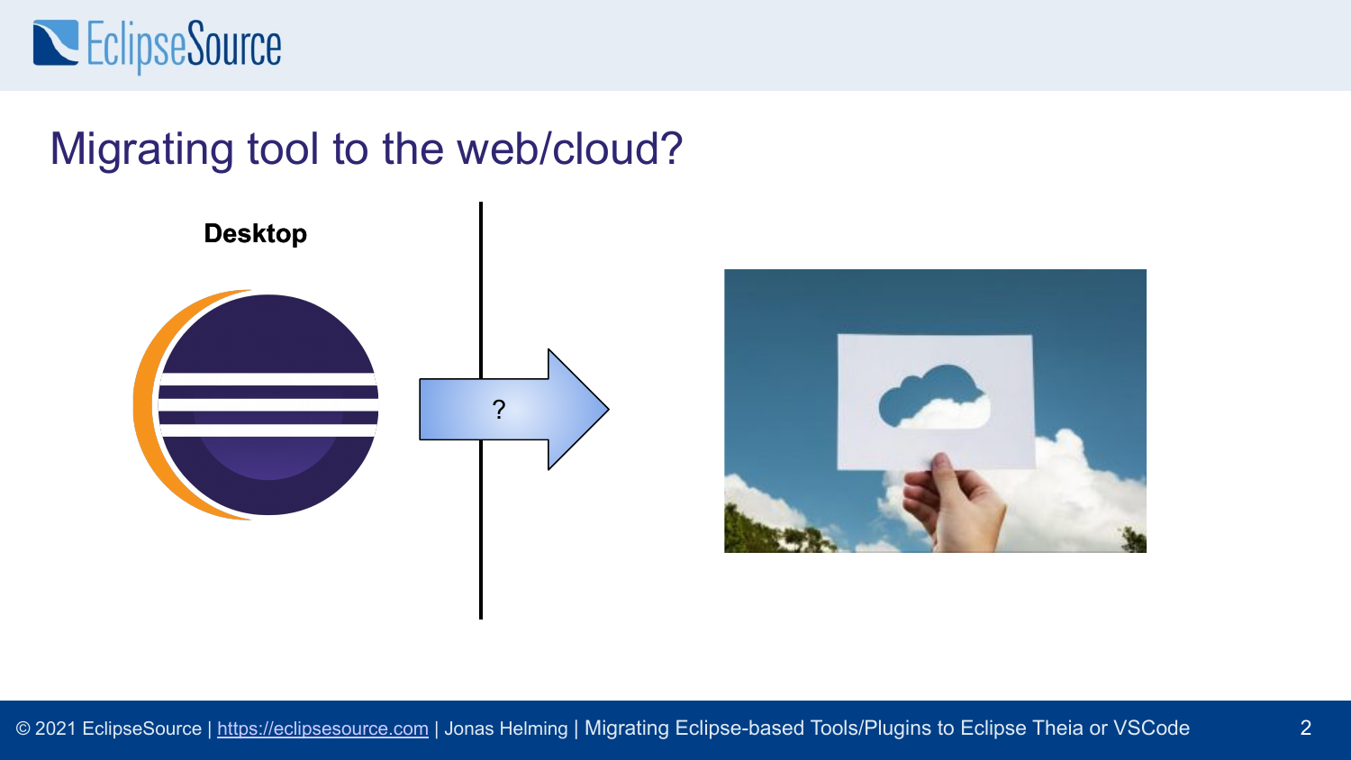# Migrating tool to the web/cloud?

**Desktop**

?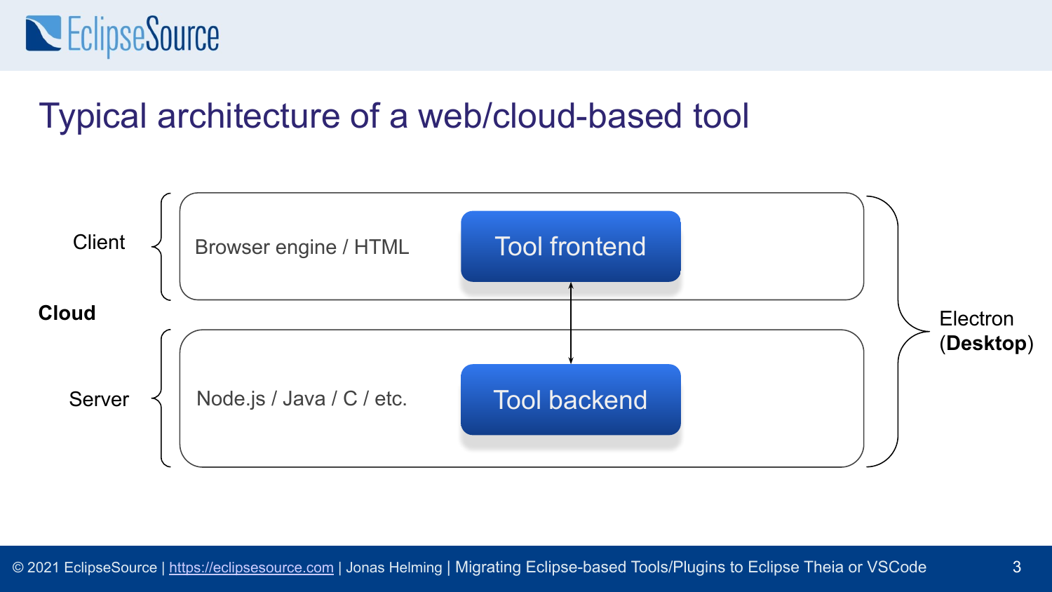# Typical architecture of a web/cloud-based tool

**Cloud**

- Client
  - Browser engine / HTML
  - Tool frontend
- Server
  - Node.js / Java / C / etc.
  - Tool backend

Electron (**Desktop**)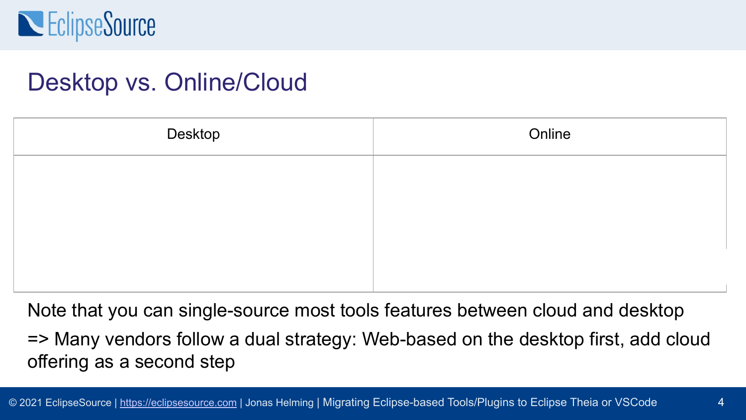## Desktop vs. Online/Cloud

| Desktop | Online |
| --- | --- |
| | |

Note that you can single-source most tools features between cloud and desktop

=> Many vendors follow a dual strategy: Web-based on the desktop first, add cloud offering as a second step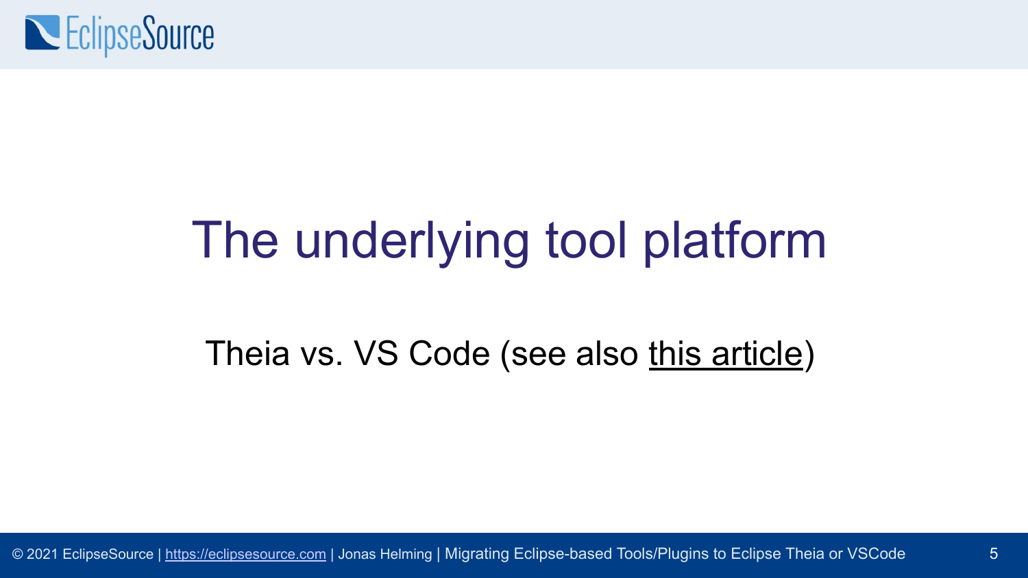# The underlying tool platform

Theia vs. VS Code (see also this article)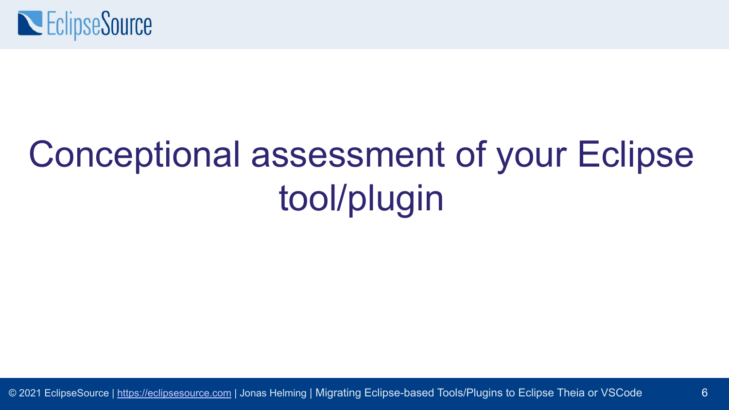# Conceptional assessment of your Eclipse tool/plugin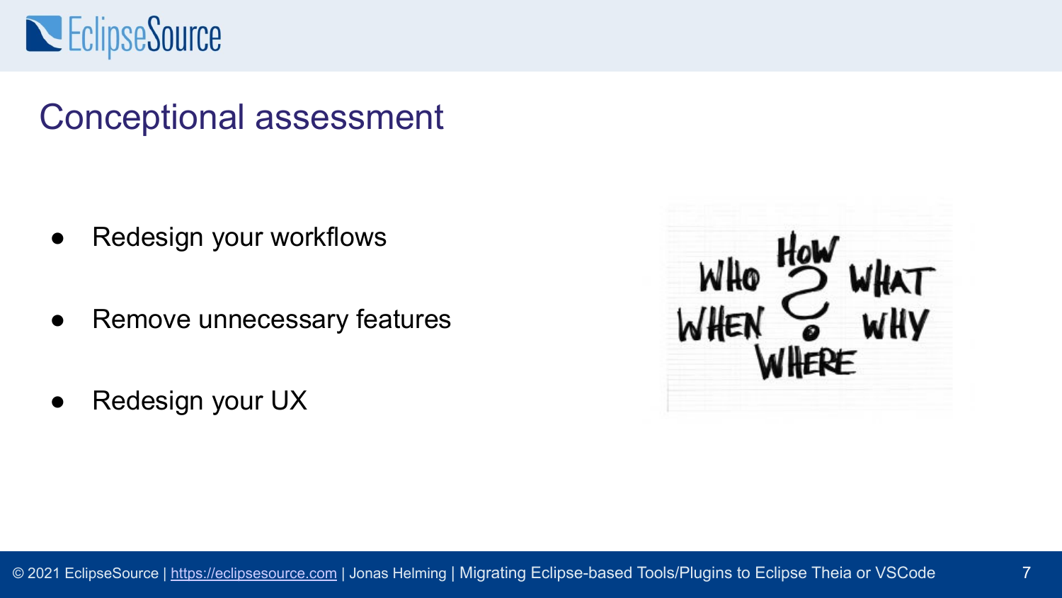# Conceptional assessment

- Redesign your workflows
- Remove unnecessary features
- Redesign your UX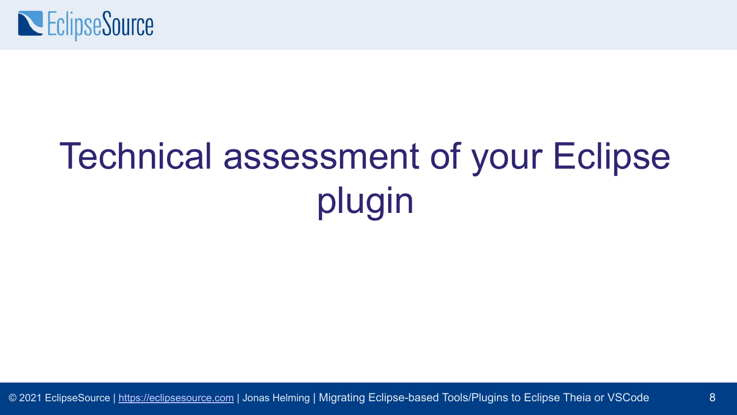# Technical assessment of your Eclipse plugin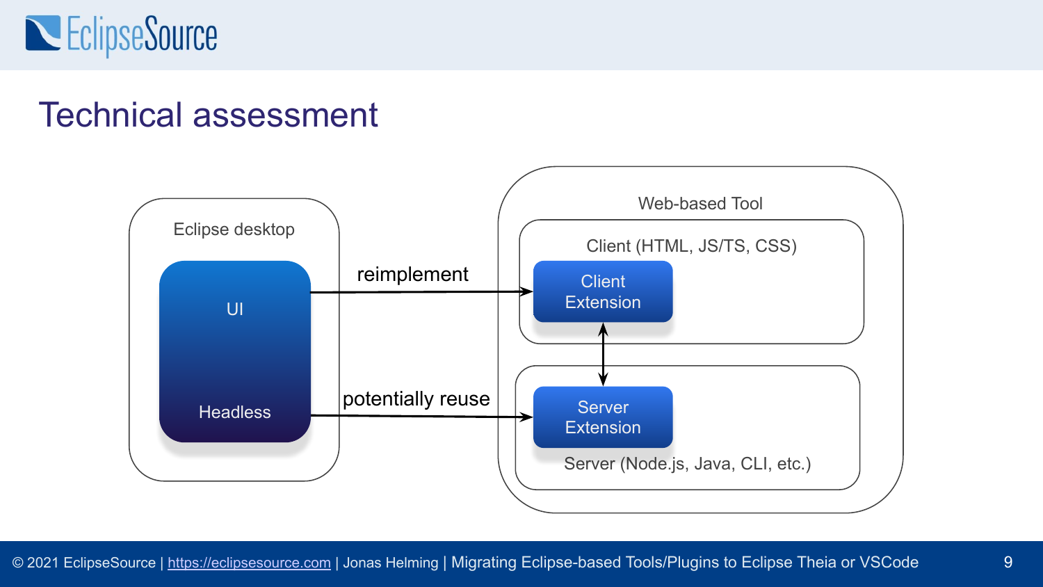# Technical assessment

Eclipse desktop

UI

Headless

reimplement

potentially reuse

Web-based Tool

Client (HTML, JS/TS, CSS)

Client Extension

Server Extension

Server (Node.js, Java, CLI, etc.)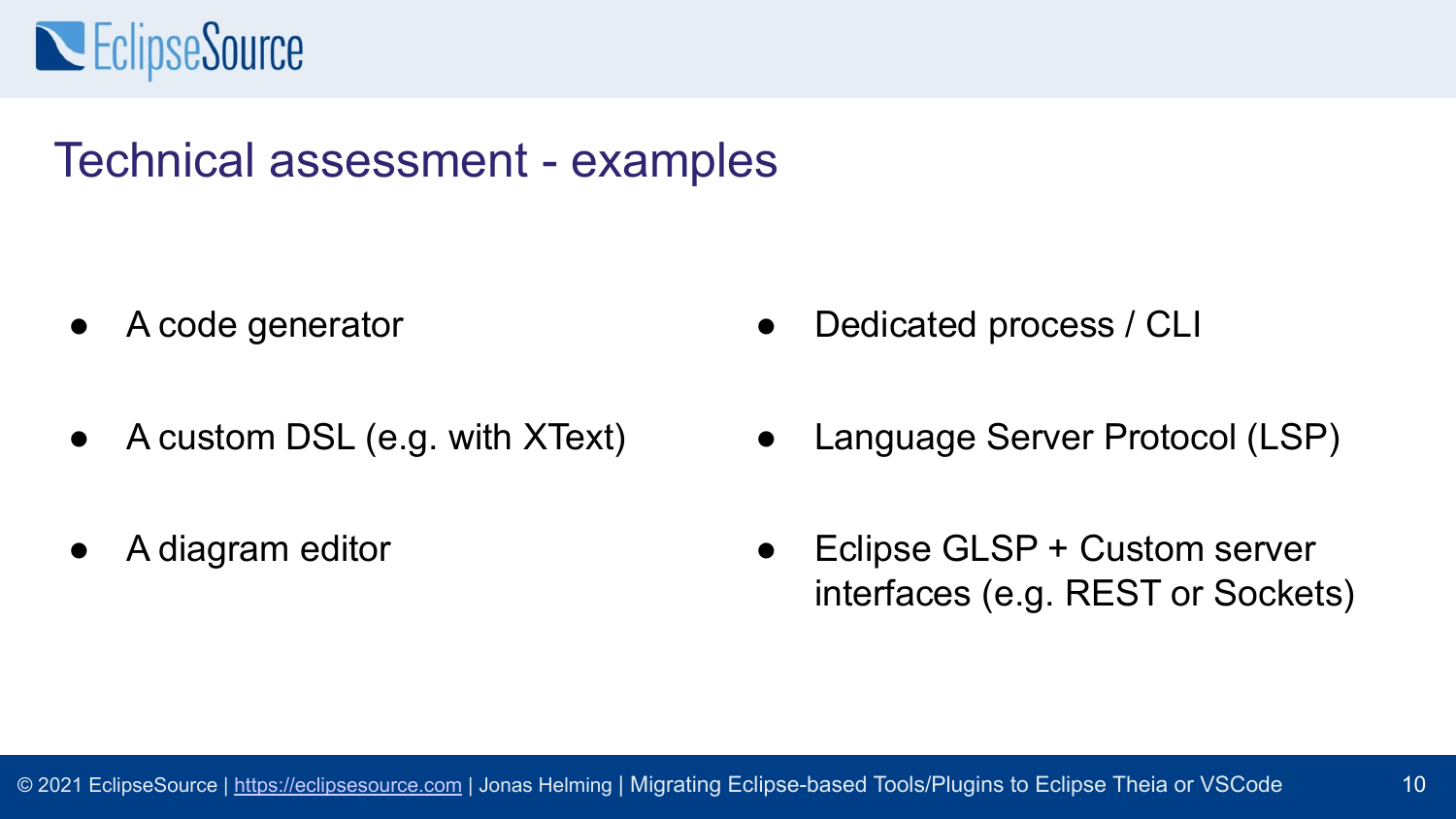# Technical assessment - examples

- A code generator
- A custom DSL (e.g. with XText)
- A diagram editor

- Dedicated process / CLI
- Language Server Protocol (LSP)
- Eclipse GLSP + Custom server interfaces (e.g. REST or Sockets)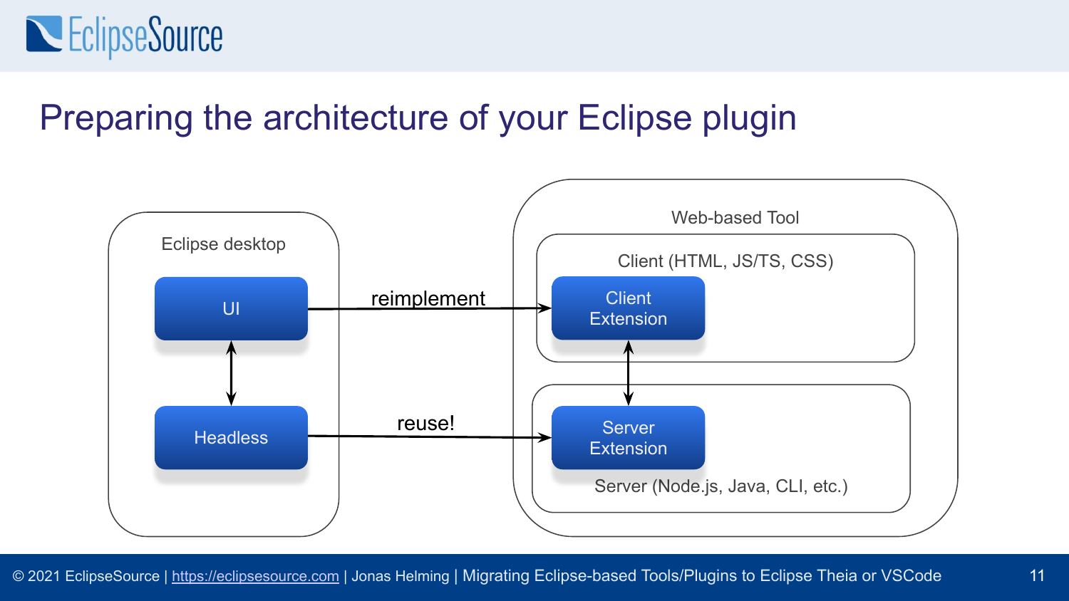# Preparing the architecture of your Eclipse plugin

Eclipse desktop

- UI
- Headless

Web-based Tool

- Client (HTML, JS/TS, CSS)
  - Client Extension
- Server (Node.js, Java, CLI, etc.)
  - Server Extension

UI → reimplement → Client Extension

Headless → reuse! → Server Extension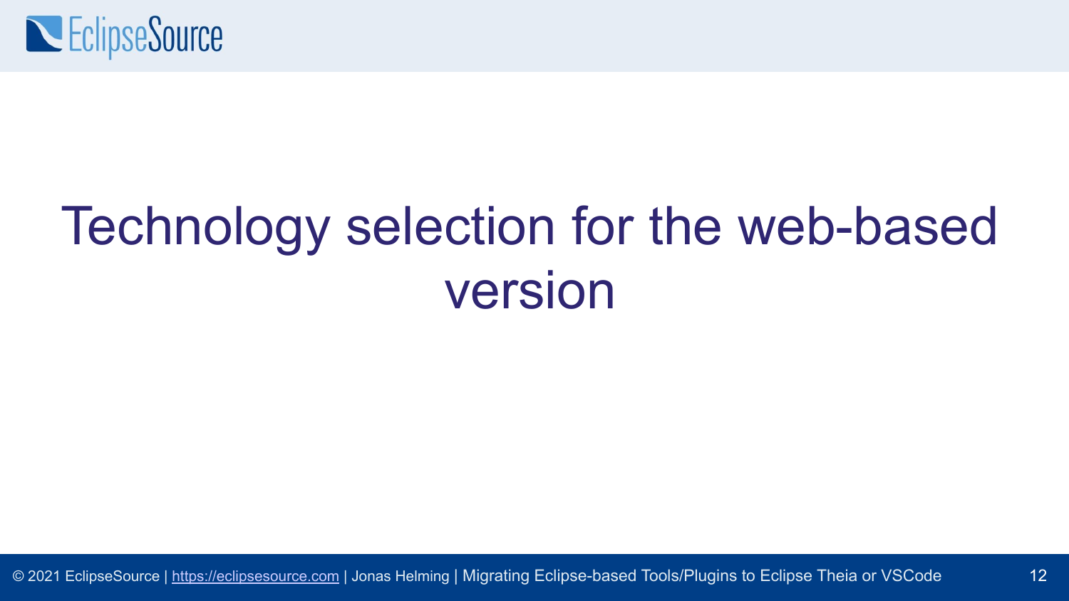# Technology selection for the web-based version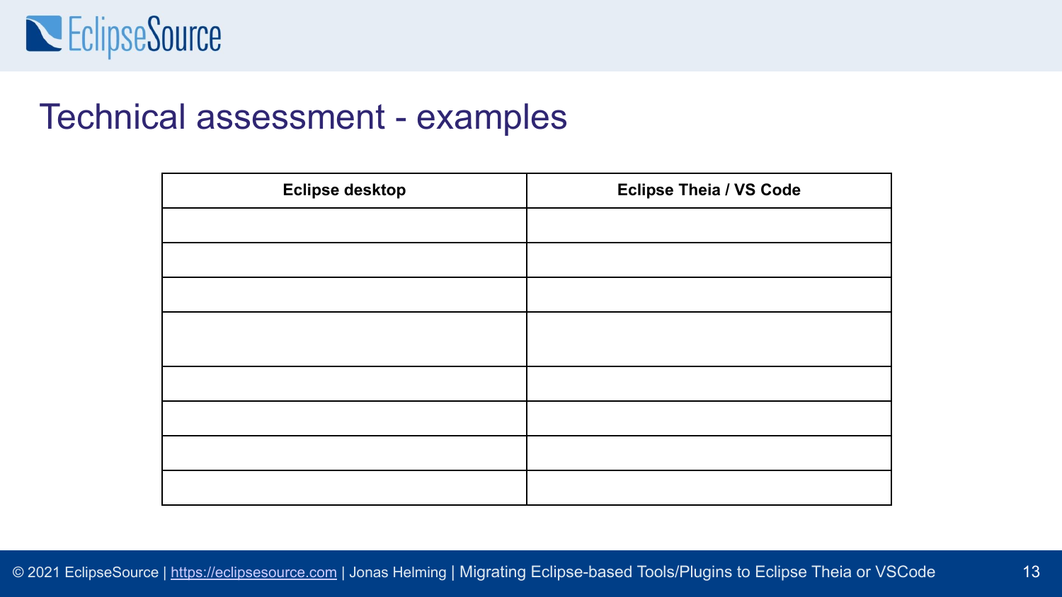# Technical assessment - examples

| Eclipse desktop | Eclipse Theia / VS Code |
|---|---|
| | |
| | |
| | |
| | |
| | |
| | |
| | |
| | |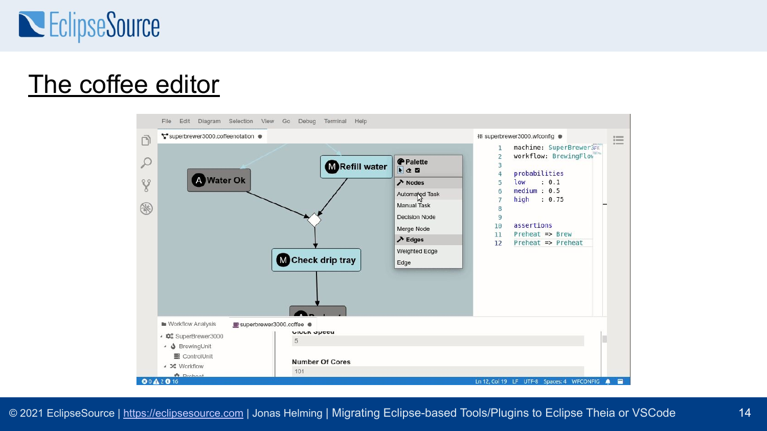# The coffee editor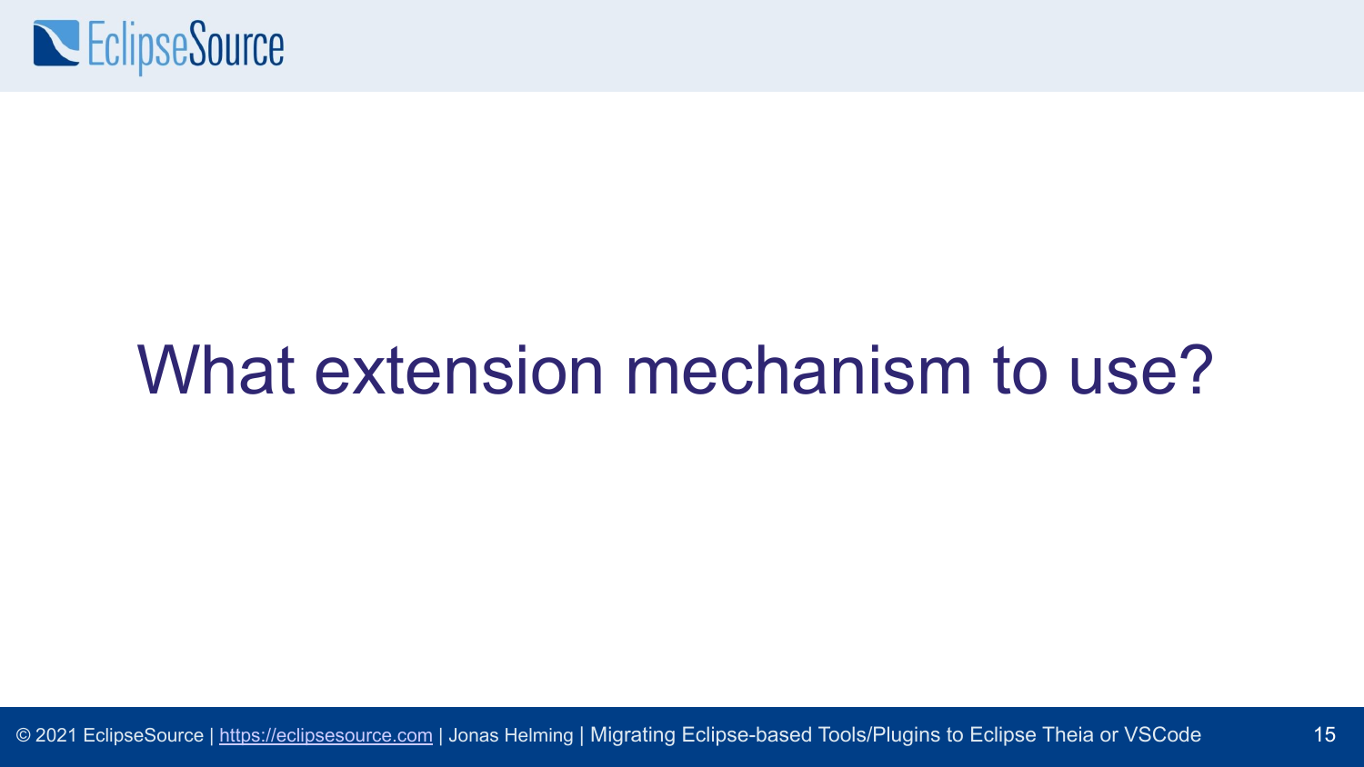# What extension mechanism to use?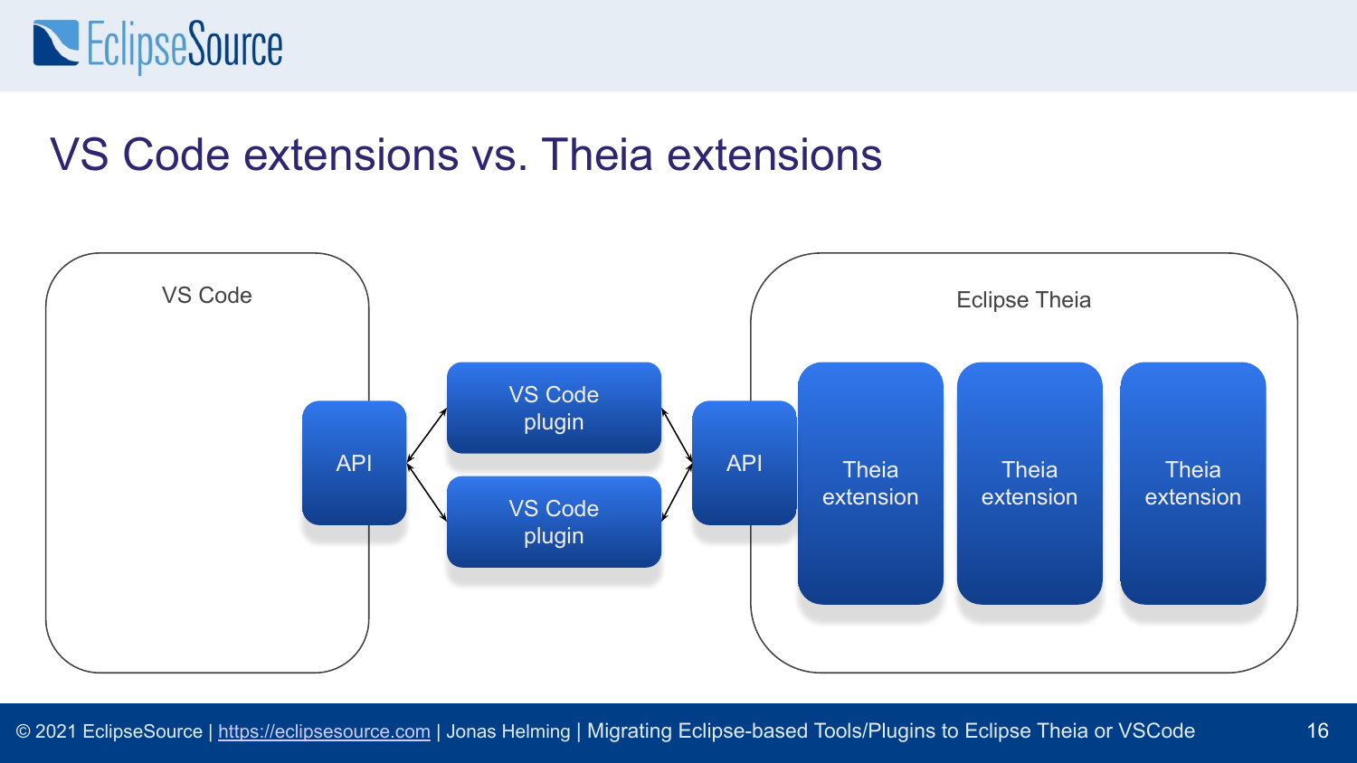# VS Code extensions vs. Theia extensions

VS Code

API

VS Code plugin

VS Code plugin

API

Eclipse Theia

Theia extension

Theia extension

Theia extension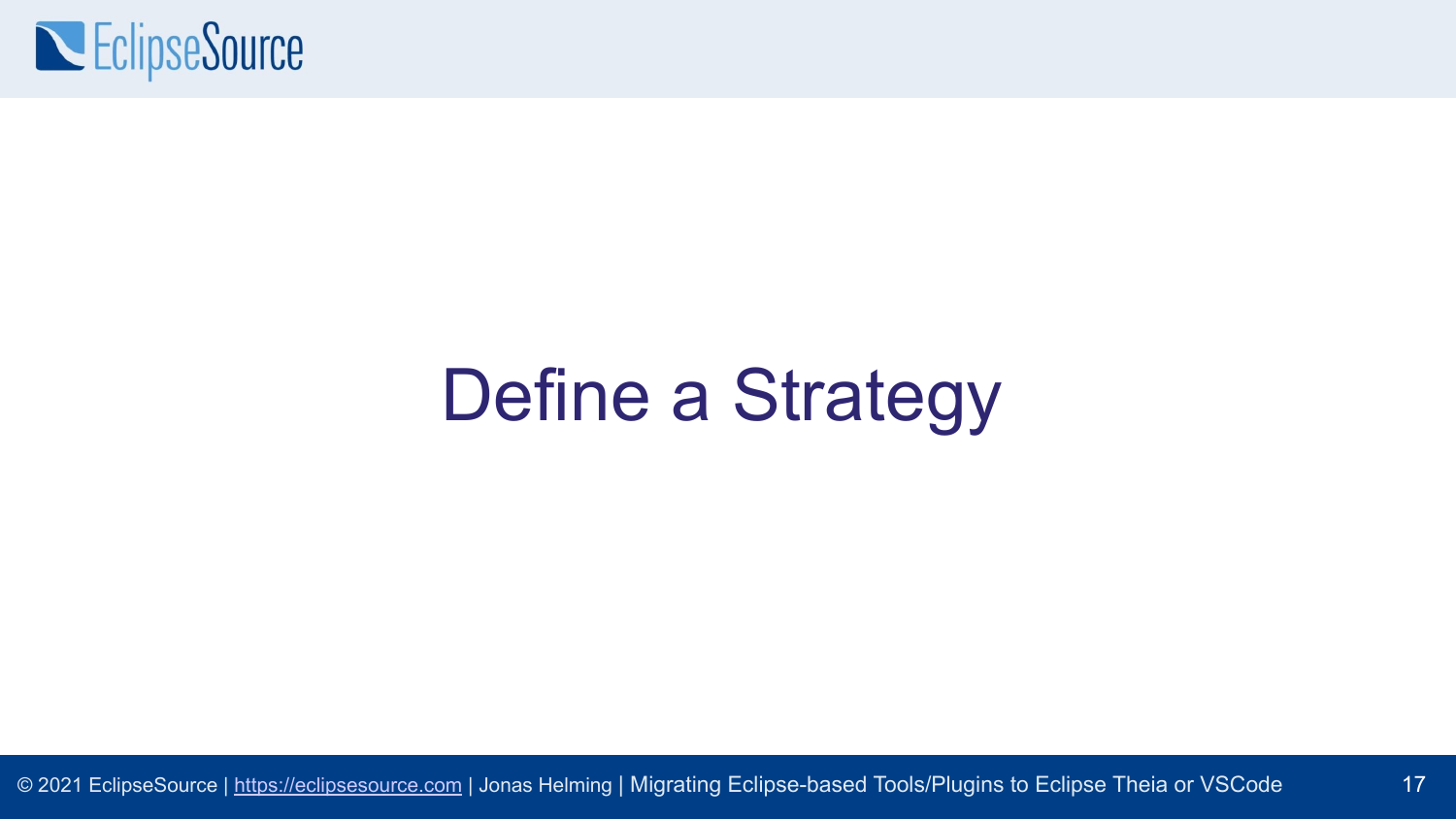# Define a Strategy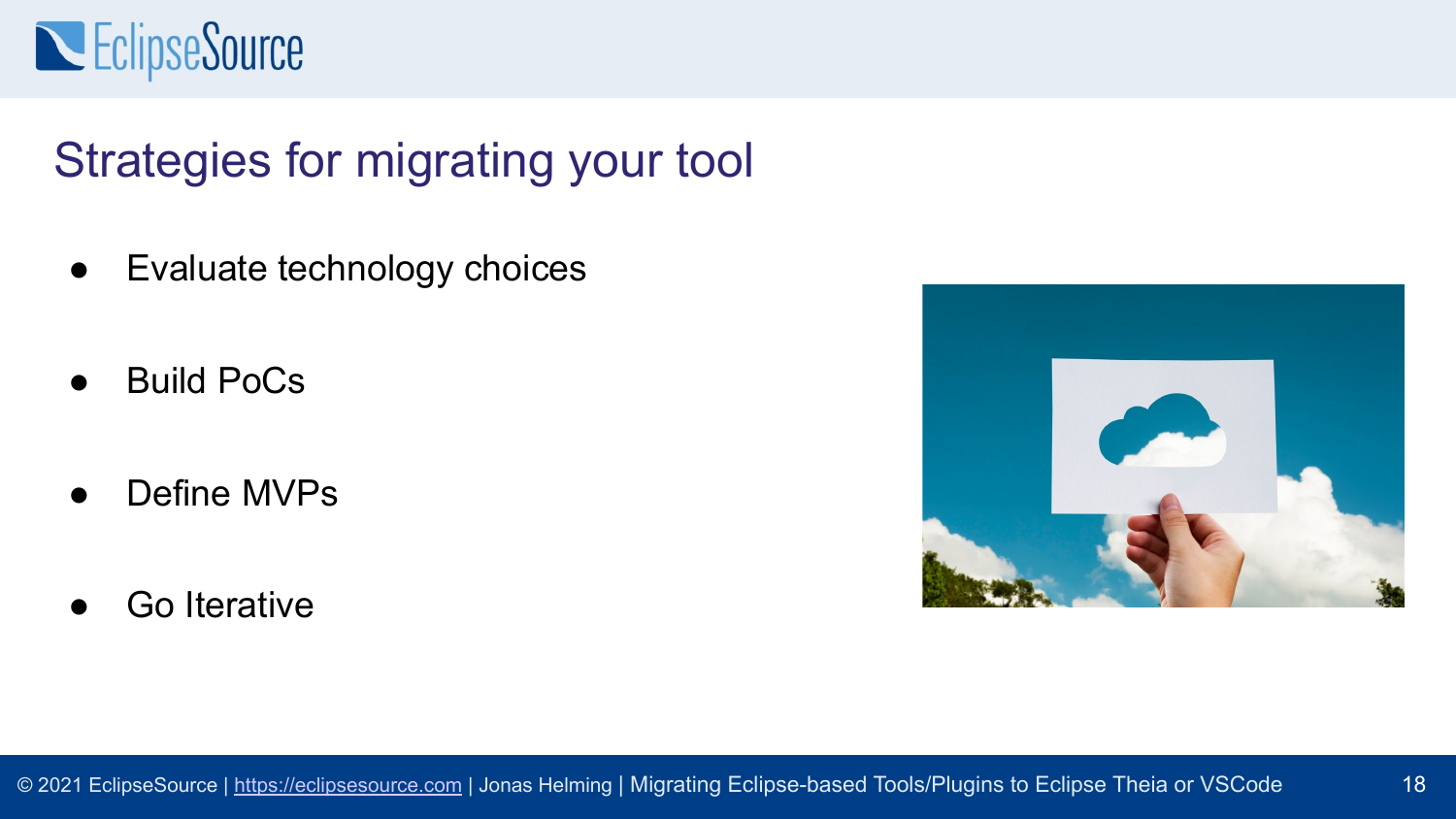# Strategies for migrating your tool

- Evaluate technology choices
- Build PoCs
- Define MVPs
- Go Iterative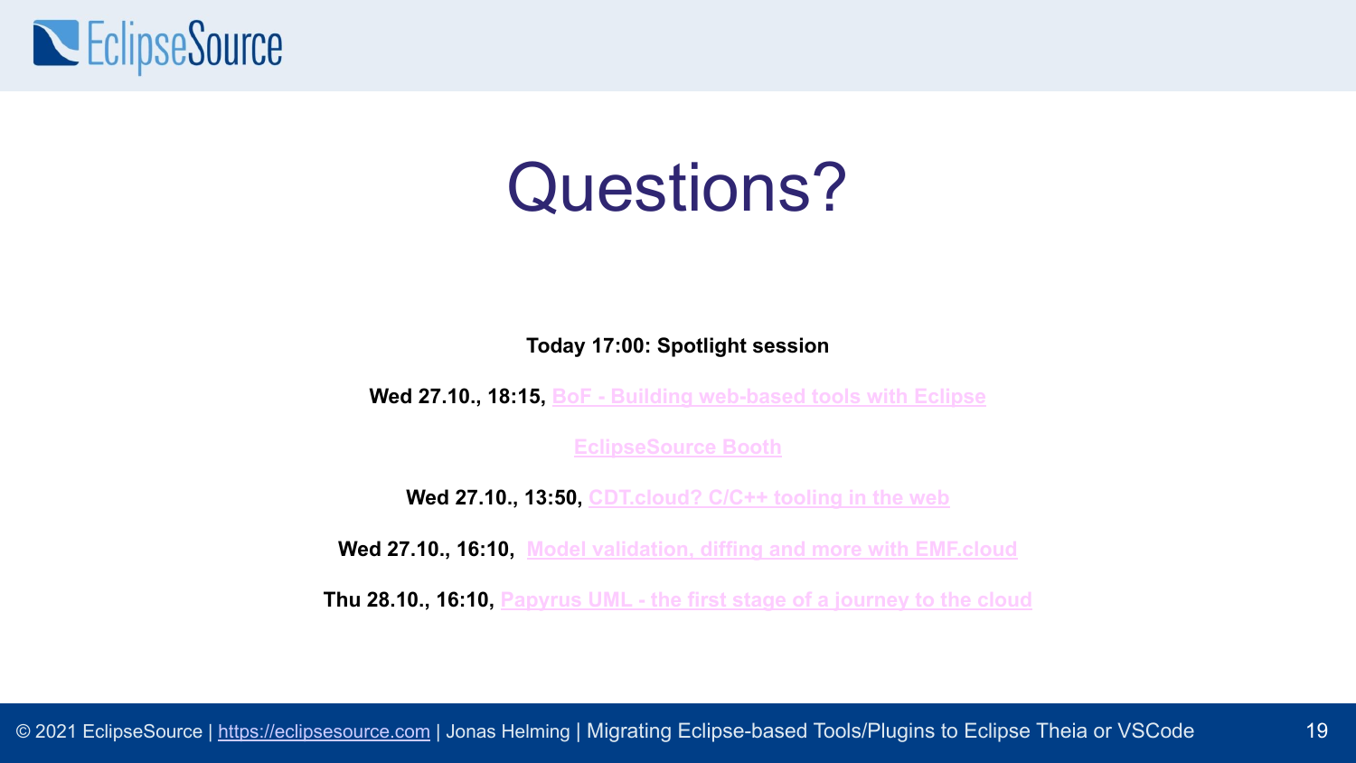# Questions?

**Today 17:00: Spotlight session**

**Wed 27.10., 18:15,** BoF - Building web-based tools with Eclipse

EclipseSource Booth

**Wed 27.10., 13:50,** CDT.cloud? C/C++ tooling in the web

**Wed 27.10., 16:10,** Model validation, diffing and more with EMF.cloud

**Thu 28.10., 16:10,** Papyrus UML - the first stage of a journey to the cloud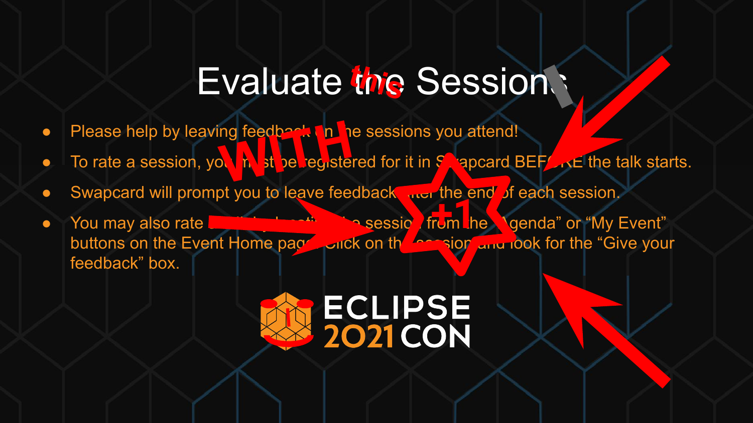# Evaluate the Sessions

- Please help by leaving feedback on the sessions you attend!
- To rate a session, you must be registered for it in Swapcard BEFORE the talk starts.
- Swapcard will prompt you to leave feedback after the end of each session.
- You may also rate a session by locating the session from the "Agenda" or "My Event" buttons on the Event Home page. Click on the session and look for the "Give your feedback" box.

ECLIPSE 2021 CON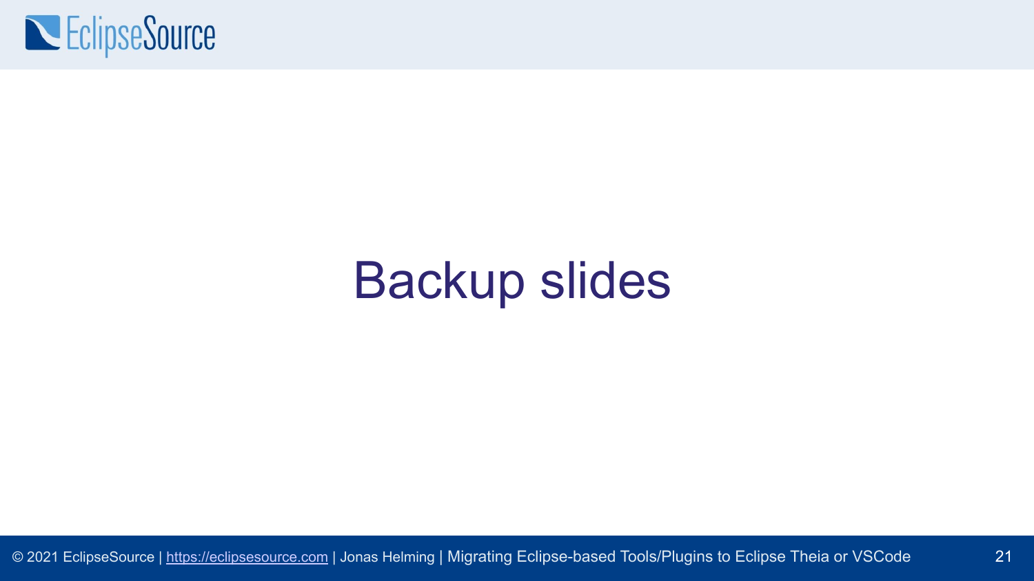# Backup slides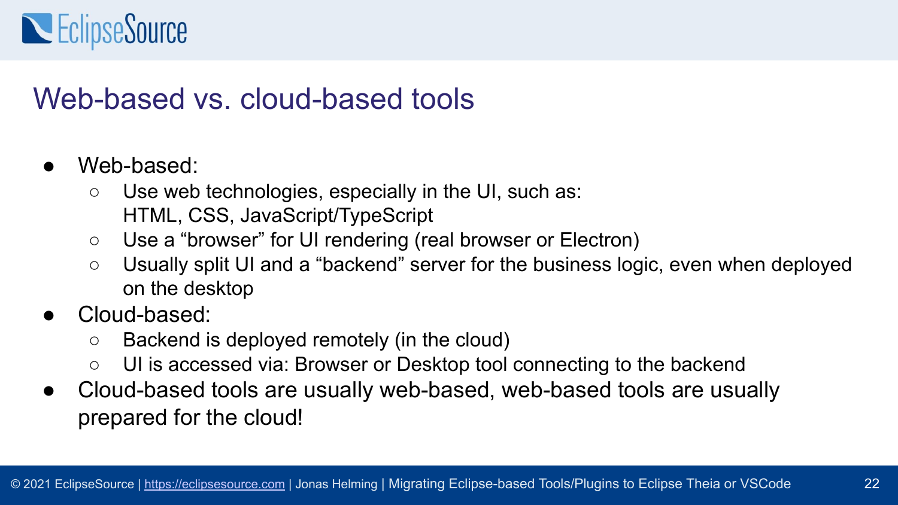# Web-based vs. cloud-based tools

- Web-based:
  - Use web technologies, especially in the UI, such as: HTML, CSS, JavaScript/TypeScript
  - Use a "browser" for UI rendering (real browser or Electron)
  - Usually split UI and a "backend" server for the business logic, even when deployed on the desktop
- Cloud-based:
  - Backend is deployed remotely (in the cloud)
  - UI is accessed via: Browser or Desktop tool connecting to the backend
- Cloud-based tools are usually web-based, web-based tools are usually prepared for the cloud!